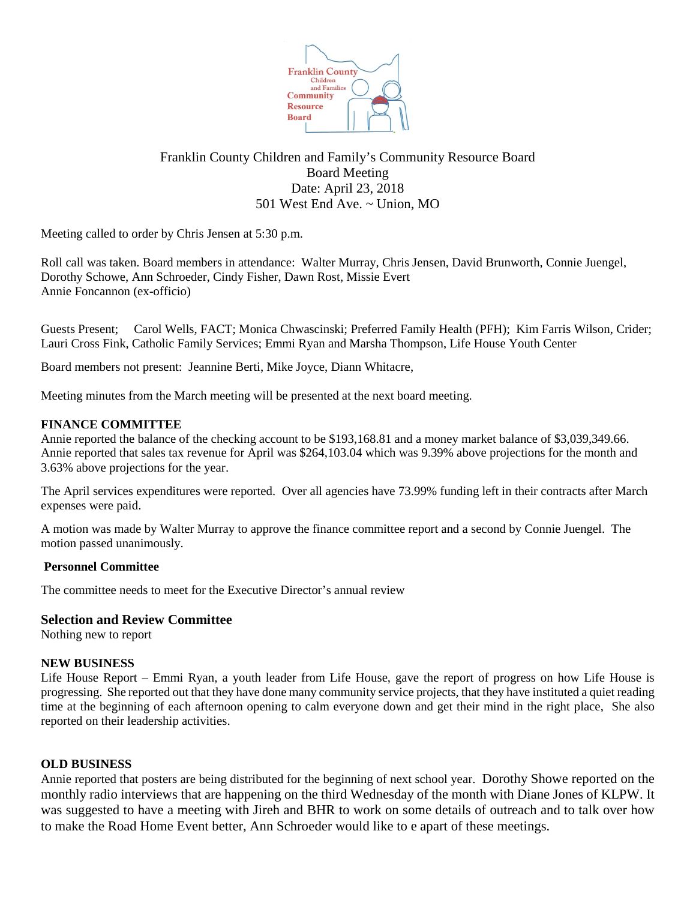Franklin County Children and Family's Community Resource Board
Board Meeting
Date: April 23, 2018
501 West End Ave. ~ Union, MO

Meeting called to order by Chris Jensen at 5:30 p.m.

Roll call was taken. Board members in attendance: Walter Murray, Chris Jensen, David Brunworth, Connie Juengel, Dorothy Schowe, Ann Schroeder, Cindy Fisher, Dawn Rost, Missie Evert
Annie Foncannon (ex-officio)

Guests Present; Carol Wells, FACT; Monica Chwascinski; Preferred Family Health (PFH); Kim Farris Wilson, Crider; Lauri Cross Fink, Catholic Family Services; Emmi Ryan and Marsha Thompson, Life House Youth Center

Board members not present: Jeannine Berti, Mike Joyce, Diann Whitacre,

Meeting minutes from the March meeting will be presented at the next board meeting.

**FINANCE COMMITTEE**

Annie reported the balance of the checking account to be $193,168.81 and a money market balance of $3,039,349.66. Annie reported that sales tax revenue for April was $264,103.04 which was 9.39% above projections for the month and 3.63% above projections for the year.

The April services expenditures were reported. Over all agencies have 73.99% funding left in their contracts after March expenses were paid.

A motion was made by Walter Murray to approve the finance committee report and a second by Connie Juengel. The motion passed unanimously.

**Personnel Committee**

The committee needs to meet for the Executive Director's annual review

**Selection and Review Committee**

Nothing new to report

**NEW BUSINESS**

Life House Report – Emmi Ryan, a youth leader from Life House, gave the report of progress on how Life House is progressing. She reported out that they have done many community service projects, that they have instituted a quiet reading time at the beginning of each afternoon opening to calm everyone down and get their mind in the right place, She also reported on their leadership activities.

**OLD BUSINESS**

Annie reported that posters are being distributed for the beginning of next school year. Dorothy Showe reported on the monthly radio interviews that are happening on the third Wednesday of the month with Diane Jones of KLPW. It was suggested to have a meeting with Jireh and BHR to work on some details of outreach and to talk over how to make the Road Home Event better, Ann Schroeder would like to e apart of these meetings.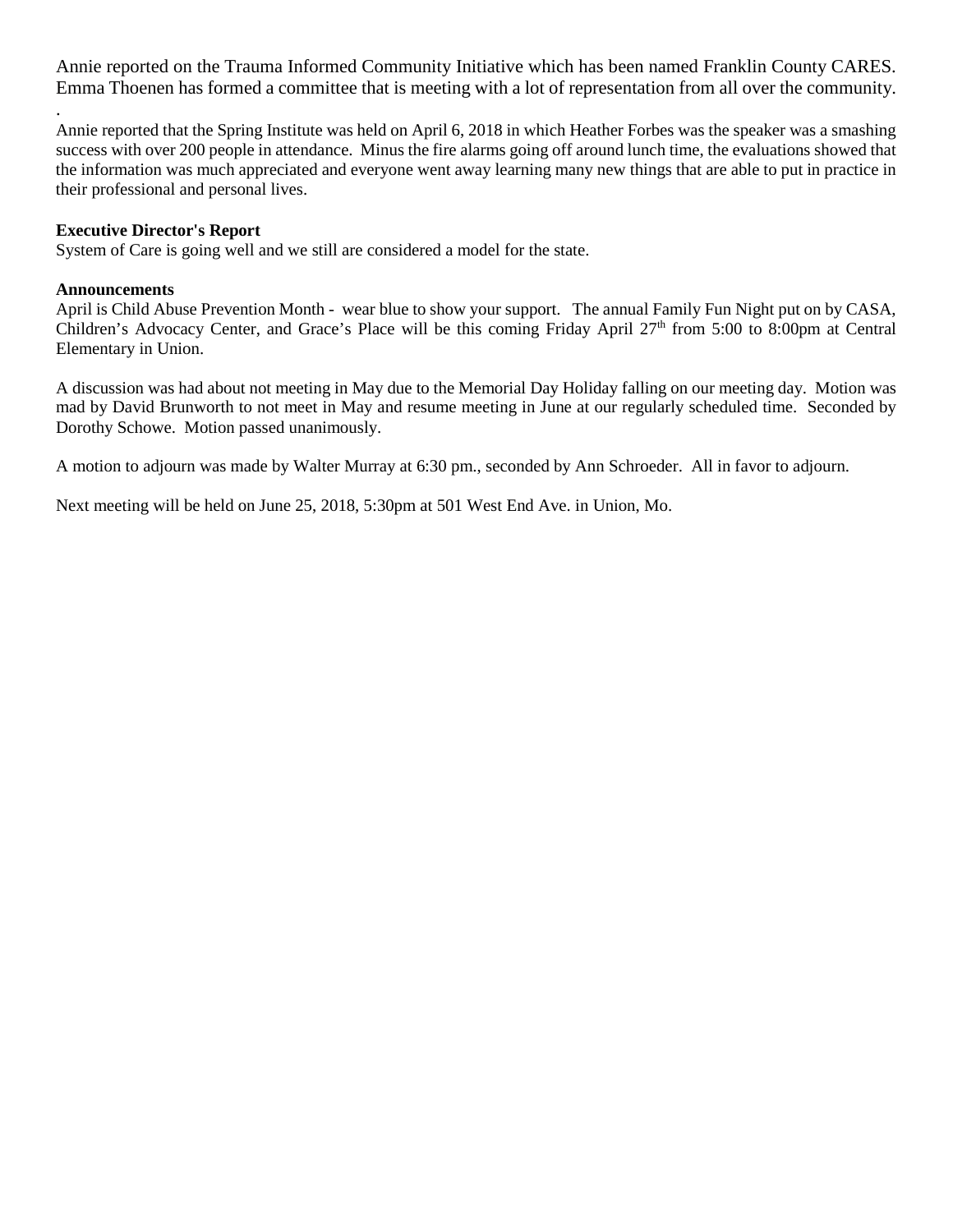Annie reported on the Trauma Informed Community Initiative which has been named Franklin County CARES. Emma Thoenen has formed a committee that is meeting with a lot of representation from all over the community.

.

Annie reported that the Spring Institute was held on April 6, 2018 in which Heather Forbes was the speaker was a smashing success with over 200 people in attendance. Minus the fire alarms going off around lunch time, the evaluations showed that the information was much appreciated and everyone went away learning many new things that are able to put in practice in their professional and personal lives.

**Executive Director's Report**

System of Care is going well and we still are considered a model for the state.

**Announcements**

April is Child Abuse Prevention Month - wear blue to show your support. The annual Family Fun Night put on by CASA, Children's Advocacy Center, and Grace's Place will be this coming Friday April 27th from 5:00 to 8:00pm at Central Elementary in Union.

A discussion was had about not meeting in May due to the Memorial Day Holiday falling on our meeting day. Motion was mad by David Brunworth to not meet in May and resume meeting in June at our regularly scheduled time. Seconded by Dorothy Schowe. Motion passed unanimously.

A motion to adjourn was made by Walter Murray at 6:30 pm., seconded by Ann Schroeder. All in favor to adjourn.

Next meeting will be held on June 25, 2018, 5:30pm at 501 West End Ave. in Union, Mo.